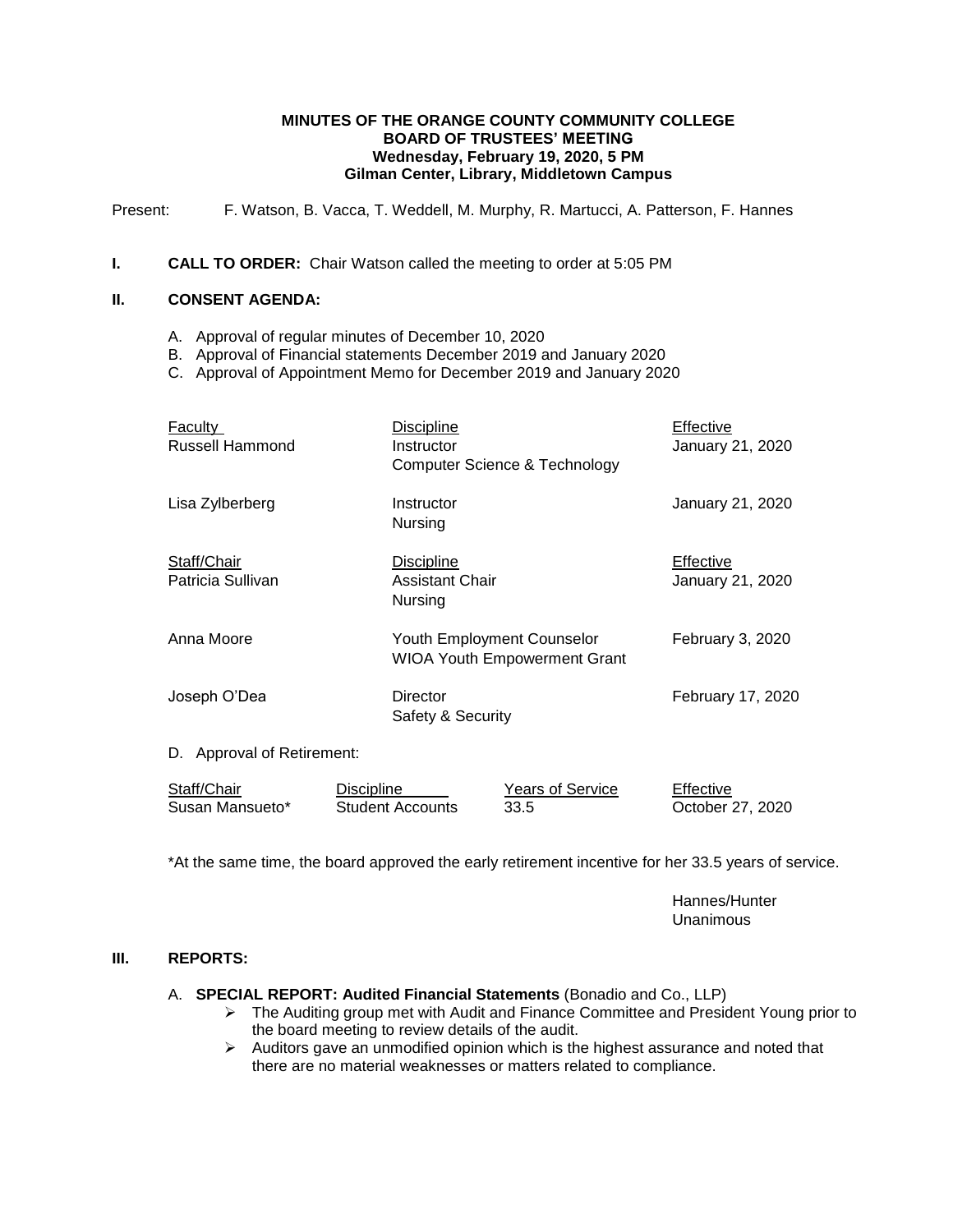**MINUTES OF THE ORANGE COUNTY COMMUNITY COLLEGE**
**BOARD OF TRUSTEES' MEETING**
**Wednesday, February 19, 2020, 5 PM**
**Gilman Center, Library, Middletown Campus**

Present: F. Watson, B. Vacca, T. Weddell, M. Murphy, R. Martucci, A. Patterson, F. Hannes

**I. CALL TO ORDER:** Chair Watson called the meeting to order at 5:05 PM

**II. CONSENT AGENDA:**

A. Approval of regular minutes of December 10, 2020
B. Approval of Financial statements December 2019 and January 2020
C. Approval of Appointment Memo for December 2019 and January 2020

| Faculty | Discipline | Effective |
|---|---|---|
| Russell Hammond | Instructor<br>Computer Science & Technology | January 21, 2020 |
| Lisa Zylberberg | Instructor<br>Nursing | January 21, 2020 |

| Staff/Chair | Discipline | Effective |
|---|---|---|
| Patricia Sullivan | Assistant Chair<br>Nursing | January 21, 2020 |
| Anna Moore | Youth Employment Counselor<br>WIOA Youth Empowerment Grant | February 3, 2020 |
| Joseph O'Dea | Director<br>Safety & Security | February 17, 2020 |

D. Approval of Retirement:

| Staff/Chair | Discipline | Years of Service | Effective |
|---|---|---|---|
| Susan Mansueto* | Student Accounts | 33.5 | October 27, 2020 |

*At the same time, the board approved the early retirement incentive for her 33.5 years of service.

Hannes/Hunter
Unanimous

**III. REPORTS:**

A. **SPECIAL REPORT: Audited Financial Statements** (Bonadio and Co., LLP)

- The Auditing group met with Audit and Finance Committee and President Young prior to the board meeting to review details of the audit.
- Auditors gave an unmodified opinion which is the highest assurance and noted that there are no material weaknesses or matters related to compliance.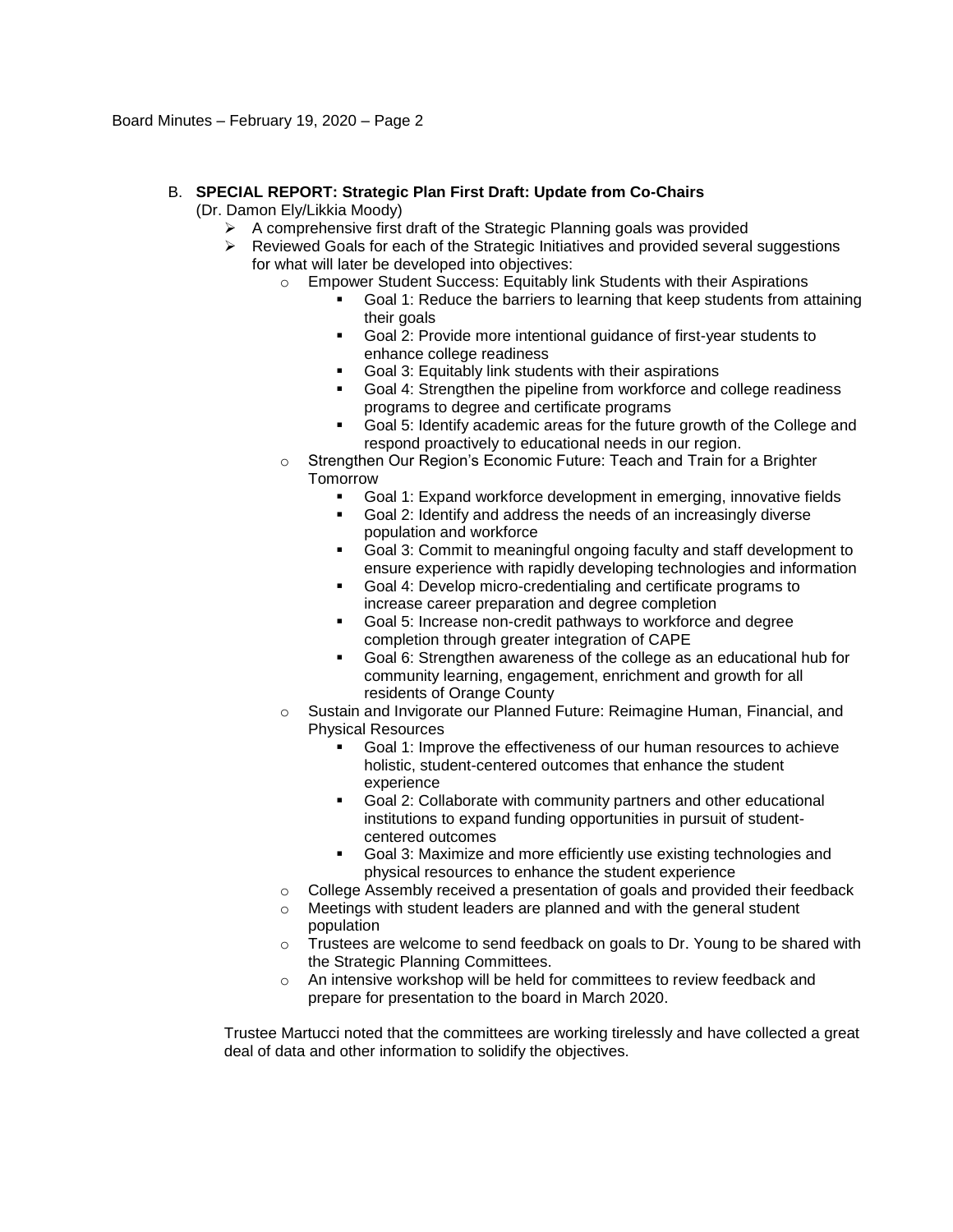B. **SPECIAL REPORT: Strategic Plan First Draft: Update from Co-Chairs**
(Dr. Damon Ely/Likkia Moody)

- A comprehensive first draft of the Strategic Planning goals was provided
- Reviewed Goals for each of the Strategic Initiatives and provided several suggestions for what will later be developed into objectives:
  - Empower Student Success: Equitably link Students with their Aspirations
    - Goal 1: Reduce the barriers to learning that keep students from attaining their goals
    - Goal 2: Provide more intentional guidance of first-year students to enhance college readiness
    - Goal 3: Equitably link students with their aspirations
    - Goal 4: Strengthen the pipeline from workforce and college readiness programs to degree and certificate programs
    - Goal 5: Identify academic areas for the future growth of the College and respond proactively to educational needs in our region.
  - Strengthen Our Region's Economic Future: Teach and Train for a Brighter Tomorrow
    - Goal 1: Expand workforce development in emerging, innovative fields
    - Goal 2: Identify and address the needs of an increasingly diverse population and workforce
    - Goal 3: Commit to meaningful ongoing faculty and staff development to ensure experience with rapidly developing technologies and information
    - Goal 4: Develop micro-credentialing and certificate programs to increase career preparation and degree completion
    - Goal 5: Increase non-credit pathways to workforce and degree completion through greater integration of CAPE
    - Goal 6: Strengthen awareness of the college as an educational hub for community learning, engagement, enrichment and growth for all residents of Orange County
  - Sustain and Invigorate our Planned Future: Reimagine Human, Financial, and Physical Resources
    - Goal 1: Improve the effectiveness of our human resources to achieve holistic, student-centered outcomes that enhance the student experience
    - Goal 2: Collaborate with community partners and other educational institutions to expand funding opportunities in pursuit of student-centered outcomes
    - Goal 3: Maximize and more efficiently use existing technologies and physical resources to enhance the student experience
  - College Assembly received a presentation of goals and provided their feedback
  - Meetings with student leaders are planned and with the general student population
  - Trustees are welcome to send feedback on goals to Dr. Young to be shared with the Strategic Planning Committees.
  - An intensive workshop will be held for committees to review feedback and prepare for presentation to the board in March 2020.

Trustee Martucci noted that the committees are working tirelessly and have collected a great deal of data and other information to solidify the objectives.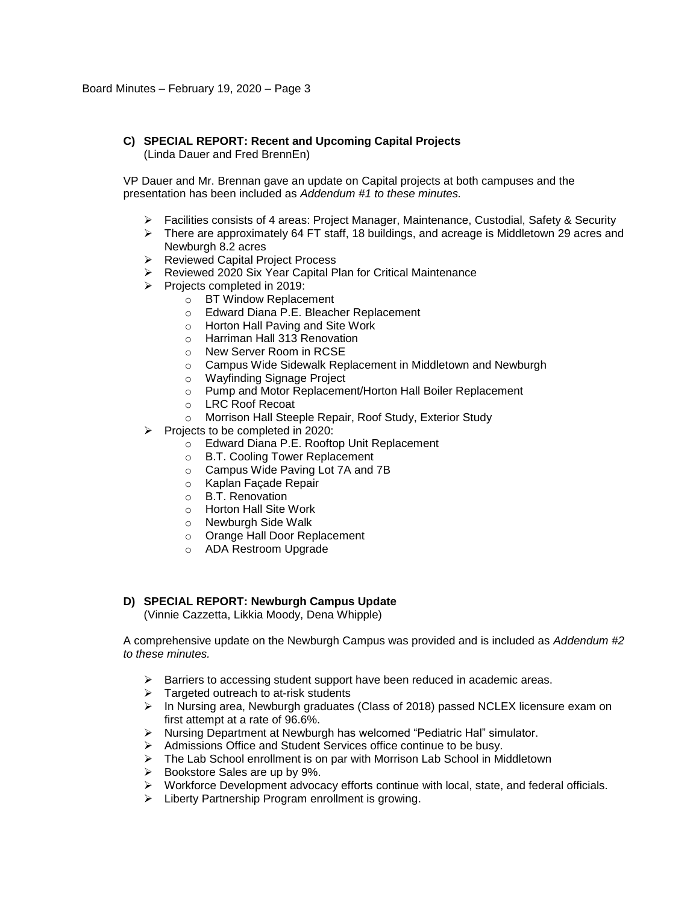### C) SPECIAL REPORT: Recent and Upcoming Capital Projects

(Linda Dauer and Fred BrennEn)

VP Dauer and Mr. Brennan gave an update on Capital projects at both campuses and the presentation has been included as *Addendum #1 to these minutes.*

- Facilities consists of 4 areas: Project Manager, Maintenance, Custodial, Safety & Security
- There are approximately 64 FT staff, 18 buildings, and acreage is Middletown 29 acres and Newburgh 8.2 acres
- Reviewed Capital Project Process
- Reviewed 2020 Six Year Capital Plan for Critical Maintenance
- Projects completed in 2019:
    - BT Window Replacement
    - Edward Diana P.E. Bleacher Replacement
    - Horton Hall Paving and Site Work
    - Harriman Hall 313 Renovation
    - New Server Room in RCSE
    - Campus Wide Sidewalk Replacement in Middletown and Newburgh
    - Wayfinding Signage Project
    - Pump and Motor Replacement/Horton Hall Boiler Replacement
    - LRC Roof Recoat
    - Morrison Hall Steeple Repair, Roof Study, Exterior Study
- Projects to be completed in 2020:
    - Edward Diana P.E. Rooftop Unit Replacement
    - B.T. Cooling Tower Replacement
    - Campus Wide Paving Lot 7A and 7B
    - Kaplan Façade Repair
    - B.T. Renovation
    - Horton Hall Site Work
    - Newburgh Side Walk
    - Orange Hall Door Replacement
    - ADA Restroom Upgrade

### D) SPECIAL REPORT: Newburgh Campus Update

(Vinnie Cazzetta, Likkia Moody, Dena Whipple)

A comprehensive update on the Newburgh Campus was provided and is included as *Addendum #2 to these minutes.*

- Barriers to accessing student support have been reduced in academic areas.
- Targeted outreach to at-risk students
- In Nursing area, Newburgh graduates (Class of 2018) passed NCLEX licensure exam on first attempt at a rate of 96.6%.
- Nursing Department at Newburgh has welcomed "Pediatric Hal" simulator.
- Admissions Office and Student Services office continue to be busy.
- The Lab School enrollment is on par with Morrison Lab School in Middletown
- Bookstore Sales are up by 9%.
- Workforce Development advocacy efforts continue with local, state, and federal officials.
- Liberty Partnership Program enrollment is growing.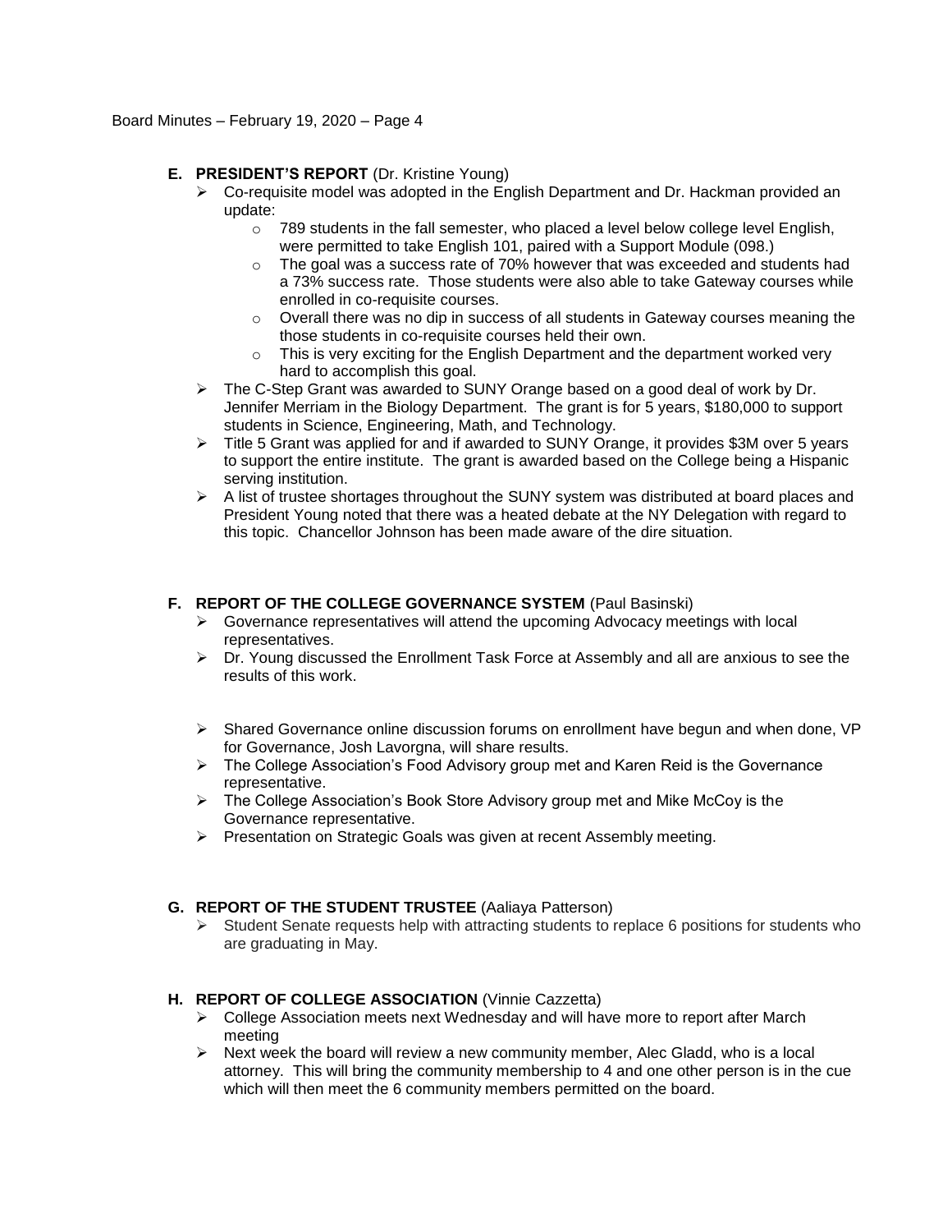**E. PRESIDENT'S REPORT** (Dr. Kristine Young)

- Co-requisite model was adopted in the English Department and Dr. Hackman provided an update:
  - 789 students in the fall semester, who placed a level below college level English, were permitted to take English 101, paired with a Support Module (098.)
  - The goal was a success rate of 70% however that was exceeded and students had a 73% success rate. Those students were also able to take Gateway courses while enrolled in co-requisite courses.
  - Overall there was no dip in success of all students in Gateway courses meaning the those students in co-requisite courses held their own.
  - This is very exciting for the English Department and the department worked very hard to accomplish this goal.
- The C-Step Grant was awarded to SUNY Orange based on a good deal of work by Dr. Jennifer Merriam in the Biology Department. The grant is for 5 years, $180,000 to support students in Science, Engineering, Math, and Technology.
- Title 5 Grant was applied for and if awarded to SUNY Orange, it provides $3M over 5 years to support the entire institute. The grant is awarded based on the College being a Hispanic serving institution.
- A list of trustee shortages throughout the SUNY system was distributed at board places and President Young noted that there was a heated debate at the NY Delegation with regard to this topic. Chancellor Johnson has been made aware of the dire situation.

**F. REPORT OF THE COLLEGE GOVERNANCE SYSTEM** (Paul Basinski)

- Governance representatives will attend the upcoming Advocacy meetings with local representatives.
- Dr. Young discussed the Enrollment Task Force at Assembly and all are anxious to see the results of this work.
- Shared Governance online discussion forums on enrollment have begun and when done, VP for Governance, Josh Lavorgna, will share results.
- The College Association's Food Advisory group met and Karen Reid is the Governance representative.
- The College Association's Book Store Advisory group met and Mike McCoy is the Governance representative.
- Presentation on Strategic Goals was given at recent Assembly meeting.

**G. REPORT OF THE STUDENT TRUSTEE** (Aaliaya Patterson)

- Student Senate requests help with attracting students to replace 6 positions for students who are graduating in May.

**H. REPORT OF COLLEGE ASSOCIATION** (Vinnie Cazzetta)

- College Association meets next Wednesday and will have more to report after March meeting
- Next week the board will review a new community member, Alec Gladd, who is a local attorney. This will bring the community membership to 4 and one other person is in the cue which will then meet the 6 community members permitted on the board.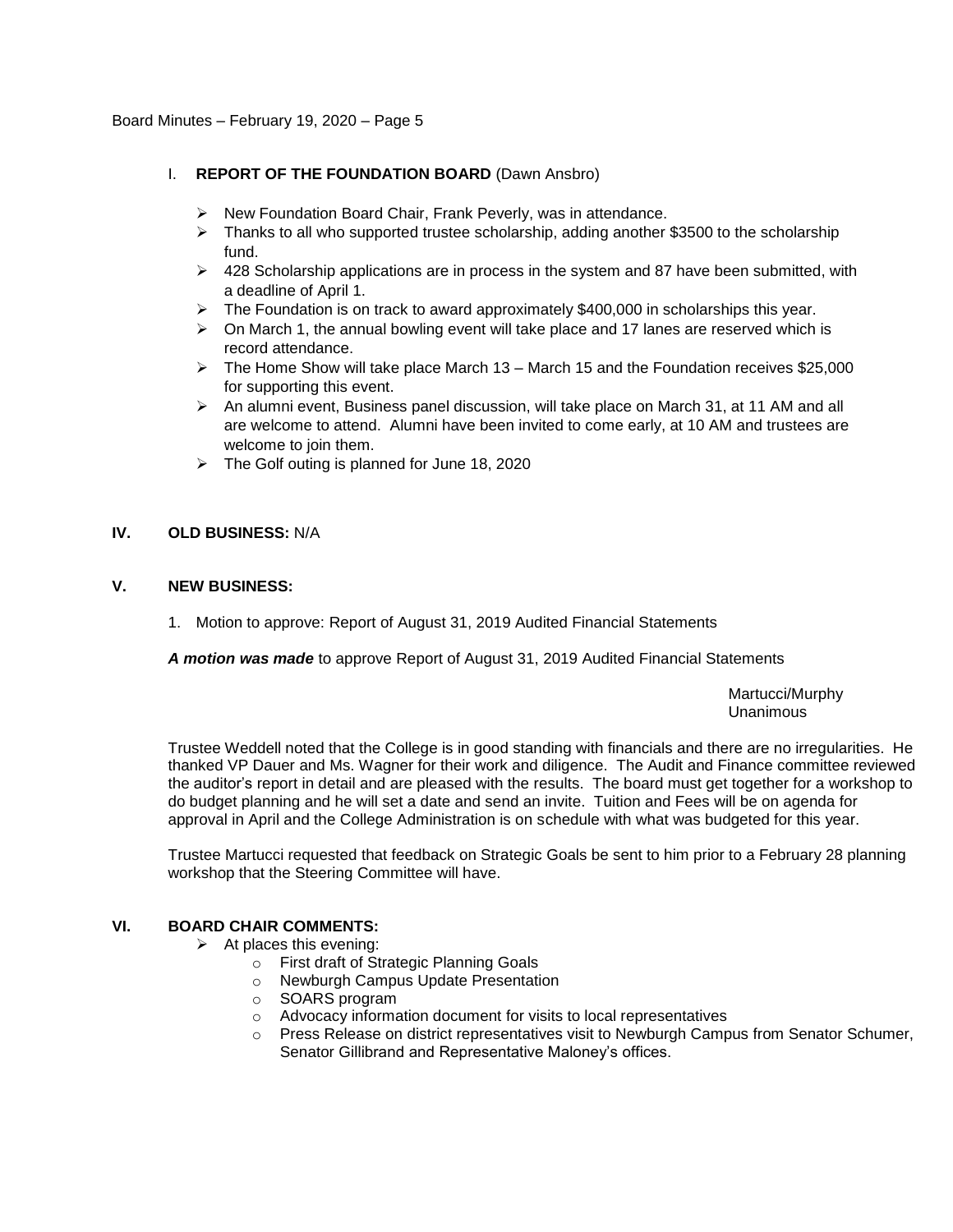I. **REPORT OF THE FOUNDATION BOARD** (Dawn Ansbro)

- New Foundation Board Chair, Frank Peverly, was in attendance.
- Thanks to all who supported trustee scholarship, adding another $3500 to the scholarship fund.
- 428 Scholarship applications are in process in the system and 87 have been submitted, with a deadline of April 1.
- The Foundation is on track to award approximately $400,000 in scholarships this year.
- On March 1, the annual bowling event will take place and 17 lanes are reserved which is record attendance.
- The Home Show will take place March 13 – March 15 and the Foundation receives $25,000 for supporting this event.
- An alumni event, Business panel discussion, will take place on March 31, at 11 AM and all are welcome to attend. Alumni have been invited to come early, at 10 AM and trustees are welcome to join them.
- The Golf outing is planned for June 18, 2020

## IV. OLD BUSINESS: N/A

## V. NEW BUSINESS:

1. Motion to approve: Report of August 31, 2019 Audited Financial Statements

***A motion was made*** to approve Report of August 31, 2019 Audited Financial Statements

Martucci/Murphy
Unanimous

Trustee Weddell noted that the College is in good standing with financials and there are no irregularities. He thanked VP Dauer and Ms. Wagner for their work and diligence. The Audit and Finance committee reviewed the auditor's report in detail and are pleased with the results. The board must get together for a workshop to do budget planning and he will set a date and send an invite. Tuition and Fees will be on agenda for approval in April and the College Administration is on schedule with what was budgeted for this year.

Trustee Martucci requested that feedback on Strategic Goals be sent to him prior to a February 28 planning workshop that the Steering Committee will have.

## VI. BOARD CHAIR COMMENTS:

- At places this evening:
  - First draft of Strategic Planning Goals
  - Newburgh Campus Update Presentation
  - SOARS program
  - Advocacy information document for visits to local representatives
  - Press Release on district representatives visit to Newburgh Campus from Senator Schumer, Senator Gillibrand and Representative Maloney's offices.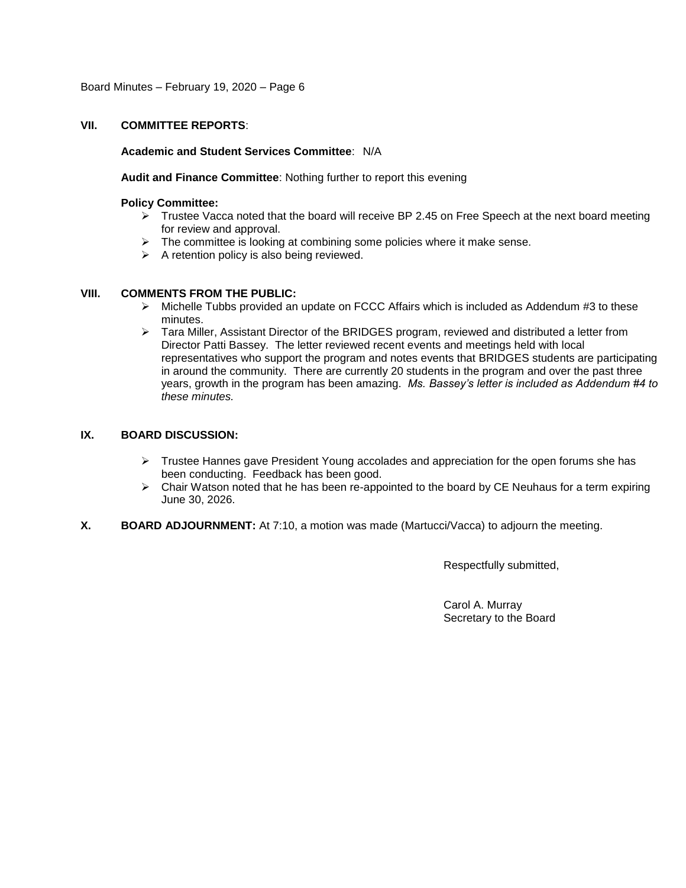## VII. COMMITTEE REPORTS:

**Academic and Student Services Committee**: N/A

**Audit and Finance Committee**: Nothing further to report this evening

**Policy Committee:**

- Trustee Vacca noted that the board will receive BP 2.45 on Free Speech at the next board meeting for review and approval.
- The committee is looking at combining some policies where it make sense.
- A retention policy is also being reviewed.

## VIII. COMMENTS FROM THE PUBLIC:

- Michelle Tubbs provided an update on FCCC Affairs which is included as Addendum #3 to these minutes.
- Tara Miller, Assistant Director of the BRIDGES program, reviewed and distributed a letter from Director Patti Bassey. The letter reviewed recent events and meetings held with local representatives who support the program and notes events that BRIDGES students are participating in around the community. There are currently 20 students in the program and over the past three years, growth in the program has been amazing. *Ms. Bassey's letter is included as Addendum #4 to these minutes.*

## IX. BOARD DISCUSSION:

- Trustee Hannes gave President Young accolades and appreciation for the open forums she has been conducting. Feedback has been good.
- Chair Watson noted that he has been re-appointed to the board by CE Neuhaus for a term expiring June 30, 2026.

## X. BOARD ADJOURNMENT: 

At 7:10, a motion was made (Martucci/Vacca) to adjourn the meeting.

Respectfully submitted,

Carol A. Murray
Secretary to the Board